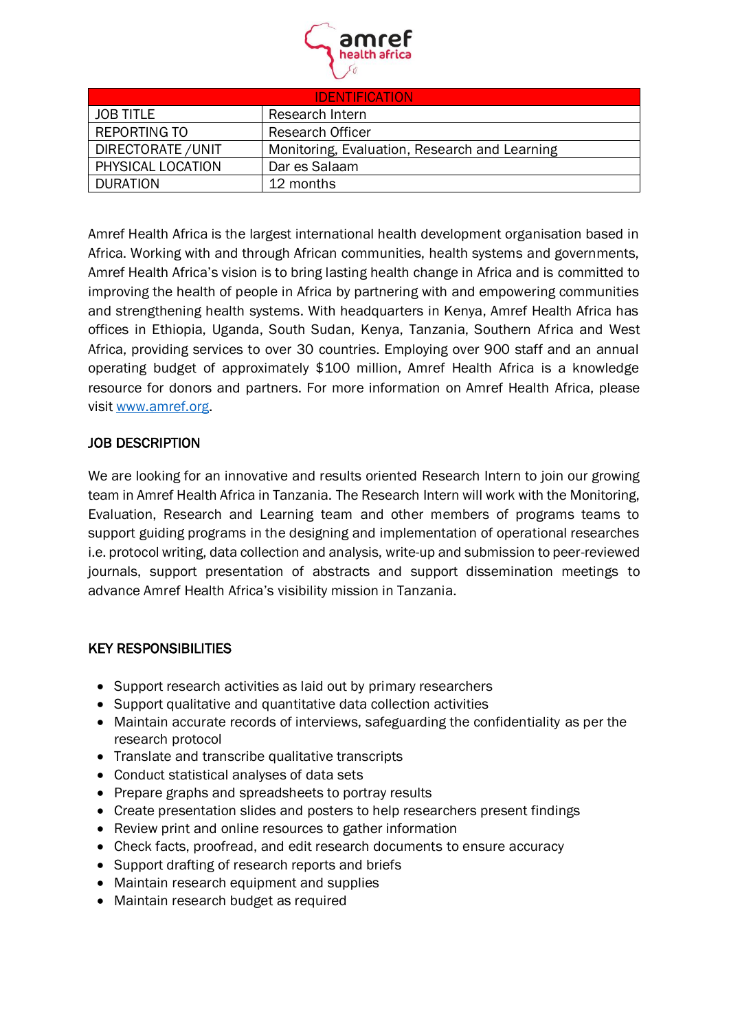| IDENTIFICATION | |
|---|---|
| JOB TITLE | Research Intern |
| REPORTING TO | Research Officer |
| DIRECTORATE /UNIT | Monitoring, Evaluation, Research and Learning |
| PHYSICAL LOCATION | Dar es Salaam |
| DURATION | 12 months |

Amref Health Africa is the largest international health development organisation based in Africa. Working with and through African communities, health systems and governments, Amref Health Africa's vision is to bring lasting health change in Africa and is committed to improving the health of people in Africa by partnering with and empowering communities and strengthening health systems. With headquarters in Kenya, Amref Health Africa has offices in Ethiopia, Uganda, South Sudan, Kenya, Tanzania, Southern Africa and West Africa, providing services to over 30 countries. Employing over 900 staff and an annual operating budget of approximately $100 million, Amref Health Africa is a knowledge resource for donors and partners. For more information on Amref Health Africa, please visit www.amref.org.

## JOB DESCRIPTION

We are looking for an innovative and results oriented Research Intern to join our growing team in Amref Health Africa in Tanzania. The Research Intern will work with the Monitoring, Evaluation, Research and Learning team and other members of programs teams to support guiding programs in the designing and implementation of operational researches i.e. protocol writing, data collection and analysis, write-up and submission to peer-reviewed journals, support presentation of abstracts and support dissemination meetings to advance Amref Health Africa's visibility mission in Tanzania.

## KEY RESPONSIBILITIES

- Support research activities as laid out by primary researchers
- Support qualitative and quantitative data collection activities
- Maintain accurate records of interviews, safeguarding the confidentiality as per the research protocol
- Translate and transcribe qualitative transcripts
- Conduct statistical analyses of data sets
- Prepare graphs and spreadsheets to portray results
- Create presentation slides and posters to help researchers present findings
- Review print and online resources to gather information
- Check facts, proofread, and edit research documents to ensure accuracy
- Support drafting of research reports and briefs
- Maintain research equipment and supplies
- Maintain research budget as required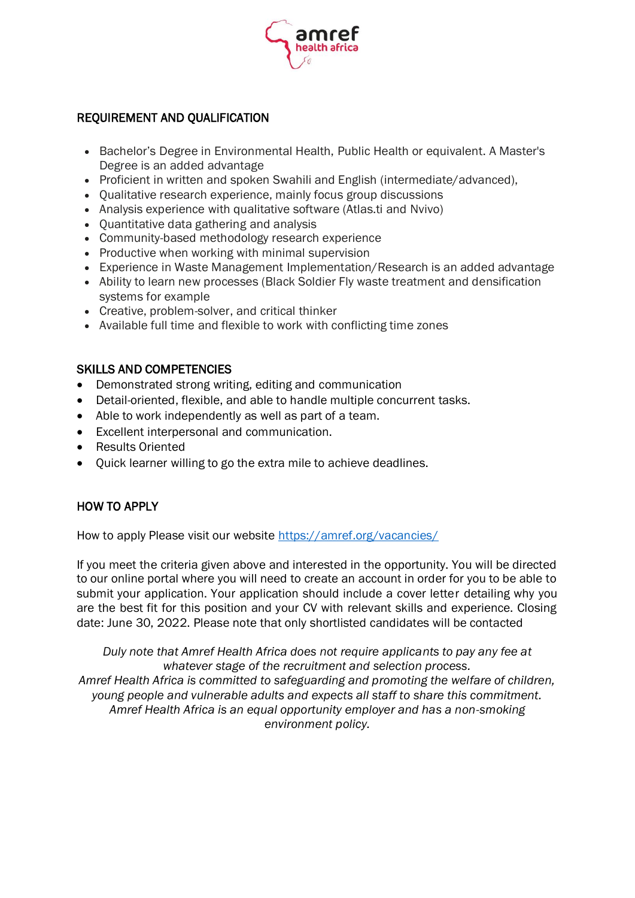## REQUIREMENT AND QUALIFICATION

- Bachelor's Degree in Environmental Health, Public Health or equivalent. A Master's Degree is an added advantage
- Proficient in written and spoken Swahili and English (intermediate/advanced),
- Qualitative research experience, mainly focus group discussions
- Analysis experience with qualitative software (Atlas.ti and Nvivo)
- Quantitative data gathering and analysis
- Community-based methodology research experience
- Productive when working with minimal supervision
- Experience in Waste Management Implementation/Research is an added advantage
- Ability to learn new processes (Black Soldier Fly waste treatment and densification systems for example
- Creative, problem-solver, and critical thinker
- Available full time and flexible to work with conflicting time zones

## SKILLS AND COMPETENCIES

- Demonstrated strong writing, editing and communication
- Detail-oriented, flexible, and able to handle multiple concurrent tasks.
- Able to work independently as well as part of a team.
- Excellent interpersonal and communication.
- Results Oriented
- Quick learner willing to go the extra mile to achieve deadlines.

## HOW TO APPLY

How to apply Please visit our website https://amref.org/vacancies/

If you meet the criteria given above and interested in the opportunity. You will be directed to our online portal where you will need to create an account in order for you to be able to submit your application. Your application should include a cover letter detailing why you are the best fit for this position and your CV with relevant skills and experience. Closing date: June 30, 2022. Please note that only shortlisted candidates will be contacted

*Duly note that Amref Health Africa does not require applicants to pay any fee at whatever stage of the recruitment and selection process.*
*Amref Health Africa is committed to safeguarding and promoting the welfare of children, young people and vulnerable adults and expects all staff to share this commitment.*
*Amref Health Africa is an equal opportunity employer and has a non-smoking environment policy.*